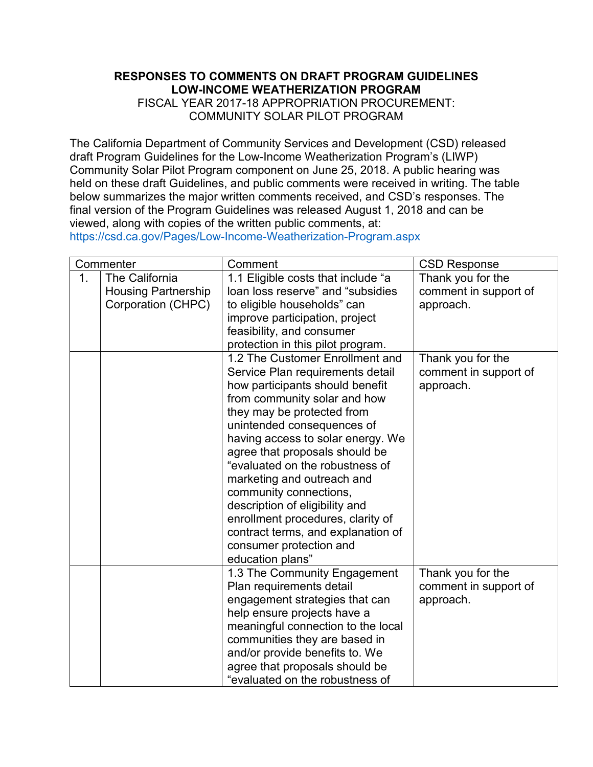# RESPONSES TO COMMENTS ON DRAFT PROGRAM GUIDELINES
# LOW-INCOME WEATHERIZATION PROGRAM

FISCAL YEAR 2017-18 APPROPRIATION PROCUREMENT:
COMMUNITY SOLAR PILOT PROGRAM

The California Department of Community Services and Development (CSD) released draft Program Guidelines for the Low-Income Weatherization Program's (LIWP) Community Solar Pilot Program component on June 25, 2018. A public hearing was held on these draft Guidelines, and public comments were received in writing. The table below summarizes the major written comments received, and CSD's responses. The final version of the Program Guidelines was released August 1, 2018 and can be viewed, along with copies of the written public comments, at:
https://csd.ca.gov/Pages/Low-Income-Weatherization-Program.aspx

| Commenter | | Comment | CSD Response |
|---|---|---|---|
| 1. | The California Housing Partnership Corporation (CHPC) | 1.1 Eligible costs that include "a loan loss reserve" and "subsidies to eligible households" can improve participation, project feasibility, and consumer protection in this pilot program. | Thank you for the comment in support of approach. |
| | | 1.2 The Customer Enrollment and Service Plan requirements detail how participants should benefit from community solar and how they may be protected from unintended consequences of having access to solar energy. We agree that proposals should be "evaluated on the robustness of marketing and outreach and community connections, description of eligibility and enrollment procedures, clarity of contract terms, and explanation of consumer protection and education plans" | Thank you for the comment in support of approach. |
| | | 1.3 The Community Engagement Plan requirements detail engagement strategies that can help ensure projects have a meaningful connection to the local communities they are based in and/or provide benefits to. We agree that proposals should be "evaluated on the robustness of | Thank you for the comment in support of approach. |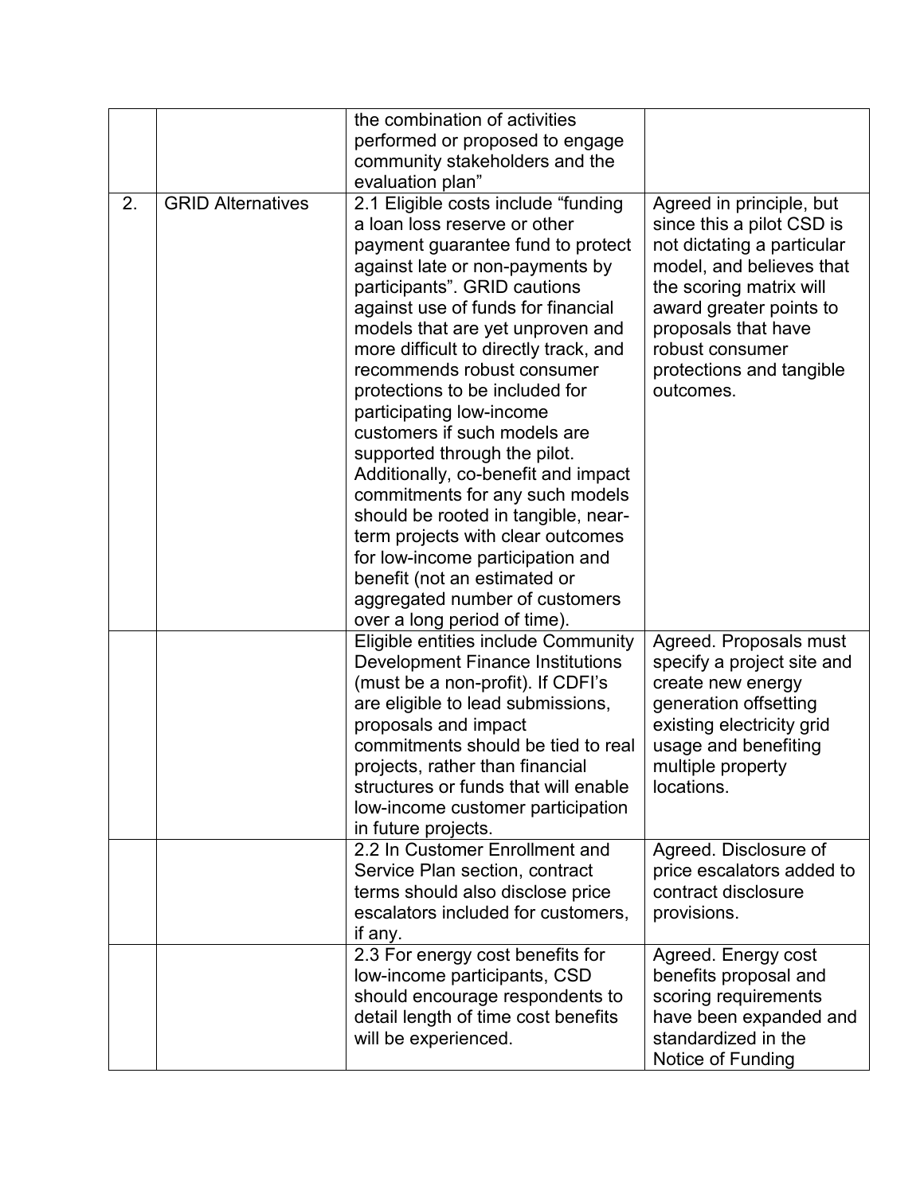| | | | |
|---|---|---|---|
| | | the combination of activities performed or proposed to engage community stakeholders and the evaluation plan” | |
| 2. | GRID Alternatives | 2.1 Eligible costs include “funding a loan loss reserve or other payment guarantee fund to protect against late or non-payments by participants”. GRID cautions against use of funds for financial models that are yet unproven and more difficult to directly track, and recommends robust consumer protections to be included for participating low-income customers if such models are supported through the pilot. Additionally, co-benefit and impact commitments for any such models should be rooted in tangible, near-term projects with clear outcomes for low-income participation and benefit (not an estimated or aggregated number of customers over a long period of time). | Agreed in principle, but since this a pilot CSD is not dictating a particular model, and believes that the scoring matrix will award greater points to proposals that have robust consumer protections and tangible outcomes. |
| | | Eligible entities include Community Development Finance Institutions (must be a non-profit). If CDFI’s are eligible to lead submissions, proposals and impact commitments should be tied to real projects, rather than financial structures or funds that will enable low-income customer participation in future projects. | Agreed. Proposals must specify a project site and create new energy generation offsetting existing electricity grid usage and benefiting multiple property locations. |
| | | 2.2 In Customer Enrollment and Service Plan section, contract terms should also disclose price escalators included for customers, if any. | Agreed. Disclosure of price escalators added to contract disclosure provisions. |
| | | 2.3 For energy cost benefits for low-income participants, CSD should encourage respondents to detail length of time cost benefits will be experienced. | Agreed. Energy cost benefits proposal and scoring requirements have been expanded and standardized in the Notice of Funding |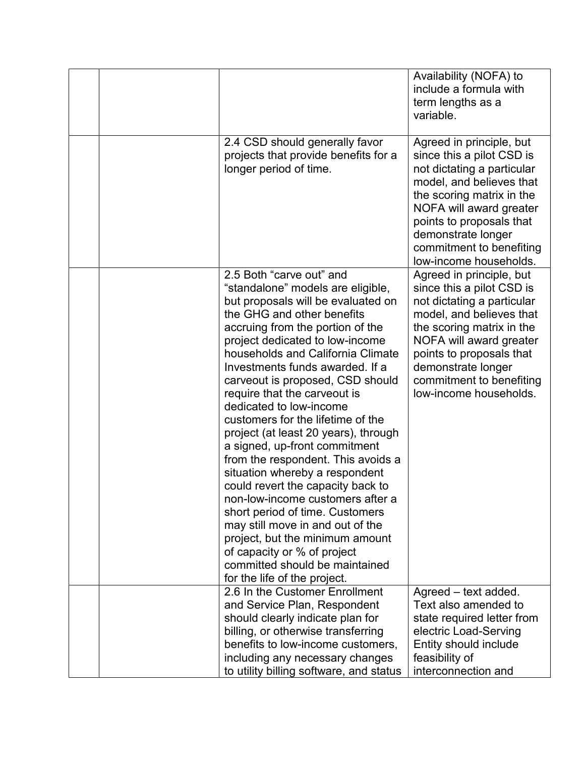| | | | |
|---|---|---|---|
| | | | Availability (NOFA) to include a formula with term lengths as a variable. |
| | | 2.4 CSD should generally favor projects that provide benefits for a longer period of time. | Agreed in principle, but since this a pilot CSD is not dictating a particular model, and believes that the scoring matrix in the NOFA will award greater points to proposals that demonstrate longer commitment to benefiting low-income households. |
| | | 2.5 Both "carve out" and "standalone" models are eligible, but proposals will be evaluated on the GHG and other benefits accruing from the portion of the project dedicated to low-income households and California Climate Investments funds awarded. If a carveout is proposed, CSD should require that the carveout is dedicated to low-income customers for the lifetime of the project (at least 20 years), through a signed, up-front commitment from the respondent. This avoids a situation whereby a respondent could revert the capacity back to non-low-income customers after a short period of time. Customers may still move in and out of the project, but the minimum amount of capacity or % of project committed should be maintained for the life of the project. | Agreed in principle, but since this a pilot CSD is not dictating a particular model, and believes that the scoring matrix in the NOFA will award greater points to proposals that demonstrate longer commitment to benefiting low-income households. |
| | | 2.6 In the Customer Enrollment and Service Plan, Respondent should clearly indicate plan for billing, or otherwise transferring benefits to low-income customers, including any necessary changes to utility billing software, and status | Agreed – text added. Text also amended to state required letter from electric Load-Serving Entity should include feasibility of interconnection and |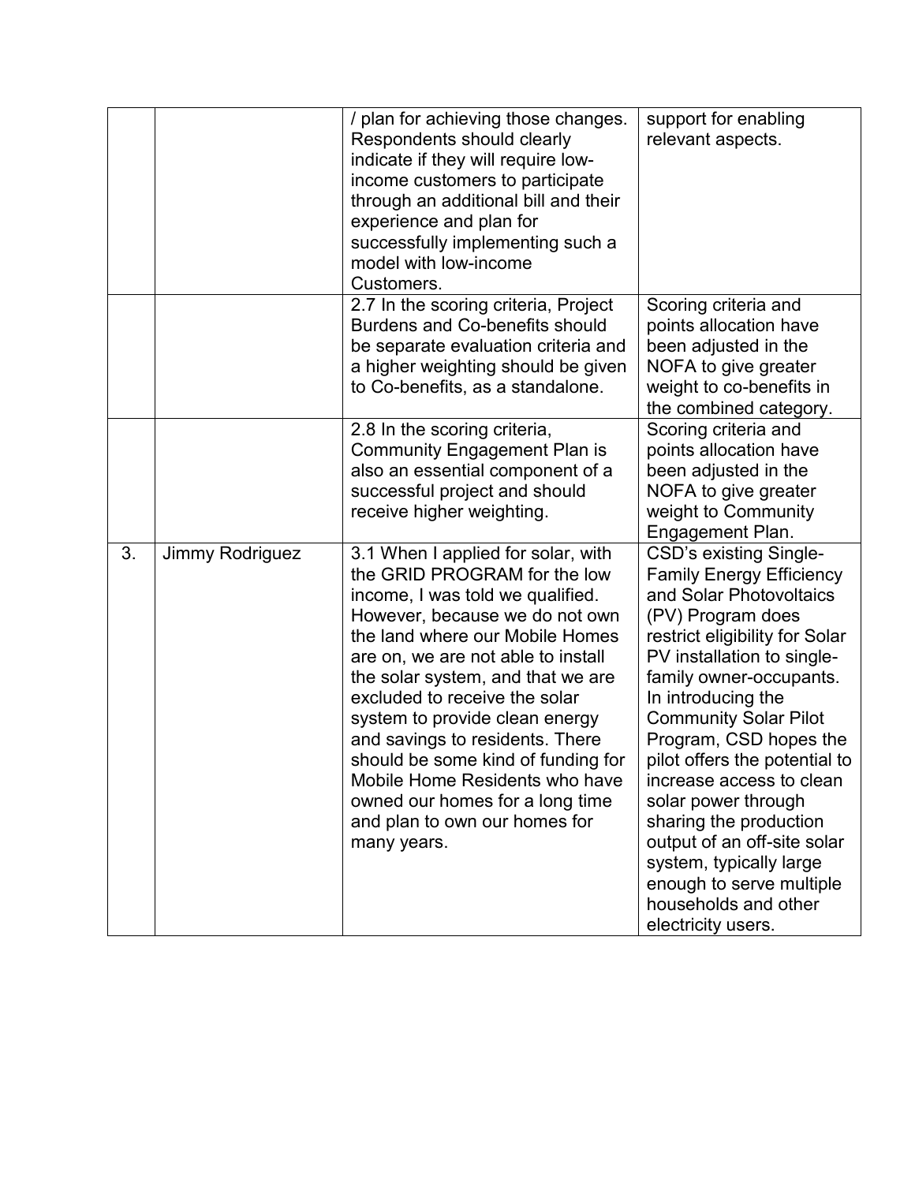| | | | |
|---|---|---|---|
| | | / plan for achieving those changes. Respondents should clearly indicate if they will require low-income customers to participate through an additional bill and their experience and plan for successfully implementing such a model with low-income Customers. | support for enabling relevant aspects. |
| | | 2.7 In the scoring criteria, Project Burdens and Co-benefits should be separate evaluation criteria and a higher weighting should be given to Co-benefits, as a standalone. | Scoring criteria and points allocation have been adjusted in the NOFA to give greater weight to co-benefits in the combined category. |
| | | 2.8 In the scoring criteria, Community Engagement Plan is also an essential component of a successful project and should receive higher weighting. | Scoring criteria and points allocation have been adjusted in the NOFA to give greater weight to Community Engagement Plan. |
| 3. | Jimmy Rodriguez | 3.1 When I applied for solar, with the GRID PROGRAM for the low income, I was told we qualified. However, because we do not own the land where our Mobile Homes are on, we are not able to install the solar system, and that we are excluded to receive the solar system to provide clean energy and savings to residents. There should be some kind of funding for Mobile Home Residents who have owned our homes for a long time and plan to own our homes for many years. | CSD's existing Single-Family Energy Efficiency and Solar Photovoltaics (PV) Program does restrict eligibility for Solar PV installation to single-family owner-occupants. In introducing the Community Solar Pilot Program, CSD hopes the pilot offers the potential to increase access to clean solar power through sharing the production output of an off-site solar system, typically large enough to serve multiple households and other electricity users. |